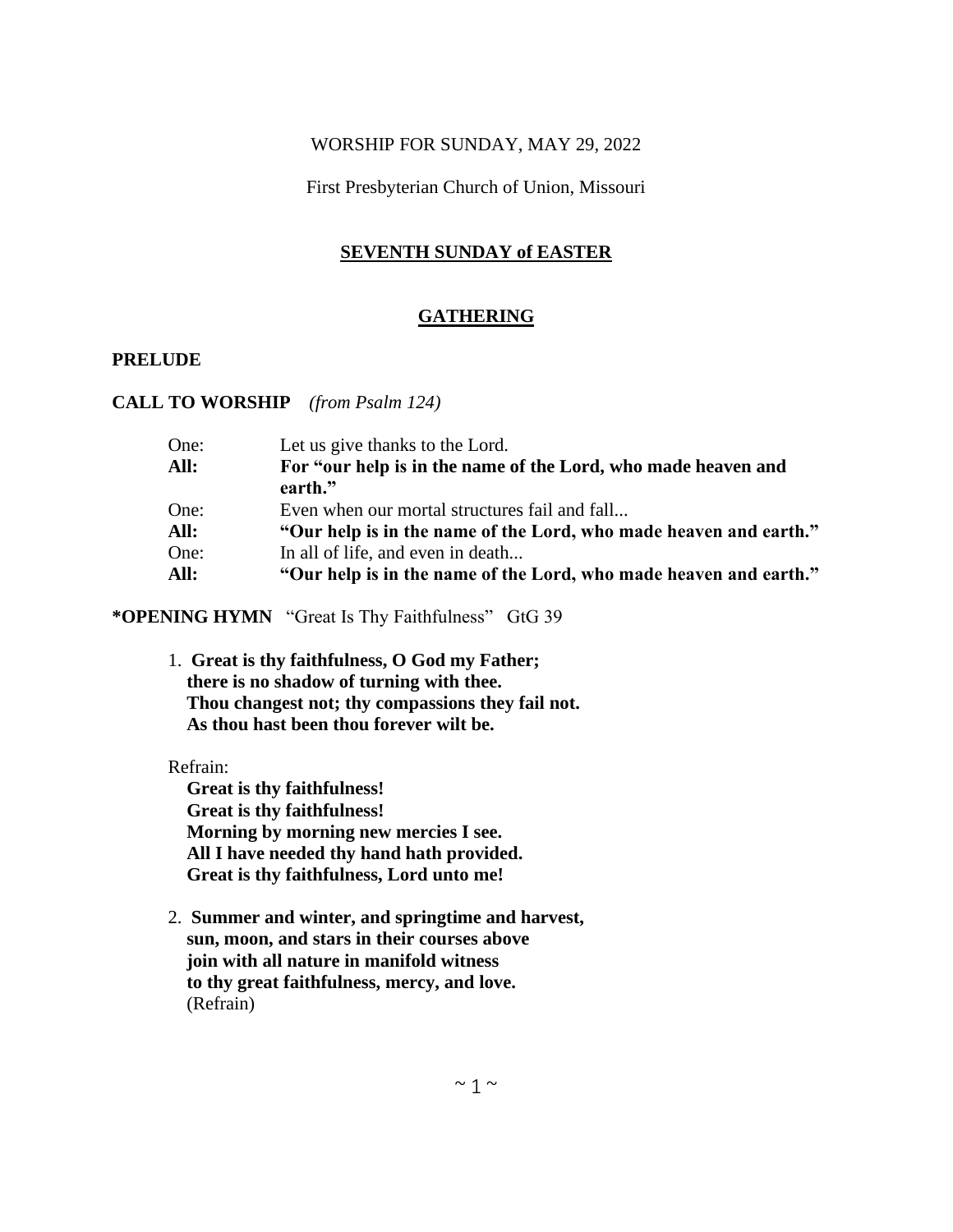WORSHIP FOR SUNDAY, MAY 29, 2022

First Presbyterian Church of Union, Missouri

# SEVENTH SUNDAY of EASTER

## GATHERING

**PRELUDE**

**CALL TO WORSHIP** *(from Psalm 124)*

One: Let us give thanks to the Lord.
**All: For "our help is in the name of the Lord, who made heaven and earth."**
One: Even when our mortal structures fail and fall...
**All: "Our help is in the name of the Lord, who made heaven and earth."**
One: In all of life, and even in death...
**All: "Our help is in the name of the Lord, who made heaven and earth."**

**\*OPENING HYMN** "Great Is Thy Faithfulness" GtG 39

1. **Great is thy faithfulness, O God my Father;
there is no shadow of turning with thee.
Thou changest not; thy compassions they fail not.
As thou hast been thou forever wilt be.**

Refrain:
**Great is thy faithfulness!
Great is thy faithfulness!
Morning by morning new mercies I see.
All I have needed thy hand hath provided.
Great is thy faithfulness, Lord unto me!**

2. **Summer and winter, and springtime and harvest,
sun, moon, and stars in their courses above
join with all nature in manifold witness
to thy great faithfulness, mercy, and love.**
(Refrain)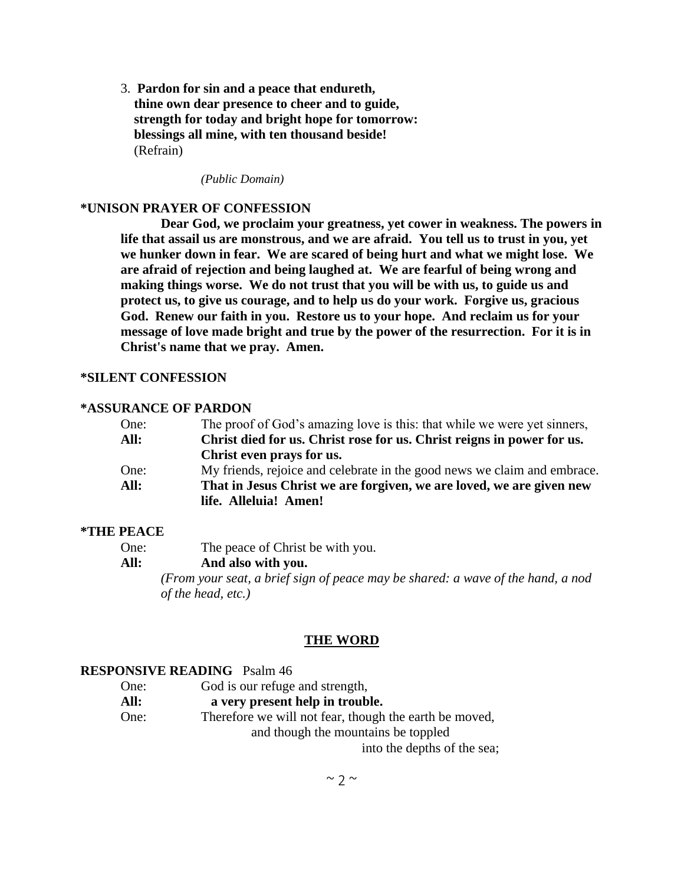3. **Pardon for sin and a peace that endureth,**
   **thine own dear presence to cheer and to guide,**
   **strength for today and bright hope for tomorrow:**
   **blessings all mine, with ten thousand beside!**
   (Refrain)

*(Public Domain)*

**\*UNISON PRAYER OF CONFESSION**

**Dear God, we proclaim your greatness, yet cower in weakness. The powers in life that assail us are monstrous, and we are afraid. You tell us to trust in you, yet we hunker down in fear. We are scared of being hurt and what we might lose. We are afraid of rejection and being laughed at. We are fearful of being wrong and making things worse. We do not trust that you will be with us, to guide us and protect us, to give us courage, and to help us do your work. Forgive us, gracious God. Renew our faith in you. Restore us to your hope. And reclaim us for your message of love made bright and true by the power of the resurrection. For it is in Christ's name that we pray. Amen.**

**\*SILENT CONFESSION**

**\*ASSURANCE OF PARDON**

One: The proof of God's amazing love is this: that while we were yet sinners,
**All: Christ died for us. Christ rose for us. Christ reigns in power for us. Christ even prays for us.**
One: My friends, rejoice and celebrate in the good news we claim and embrace.
**All: That in Jesus Christ we are forgiven, we are loved, we are given new life. Alleluia! Amen!**

**\*THE PEACE**

One: The peace of Christ be with you.
**All: And also with you.**
*(From your seat, a brief sign of peace may be shared: a wave of the hand, a nod of the head, etc.)*

## THE WORD

**RESPONSIVE READING** Psalm 46

One: God is our refuge and strength,
**All: a very present help in trouble.**
One: Therefore we will not fear, though the earth be moved,
and though the mountains be toppled
into the depths of the sea;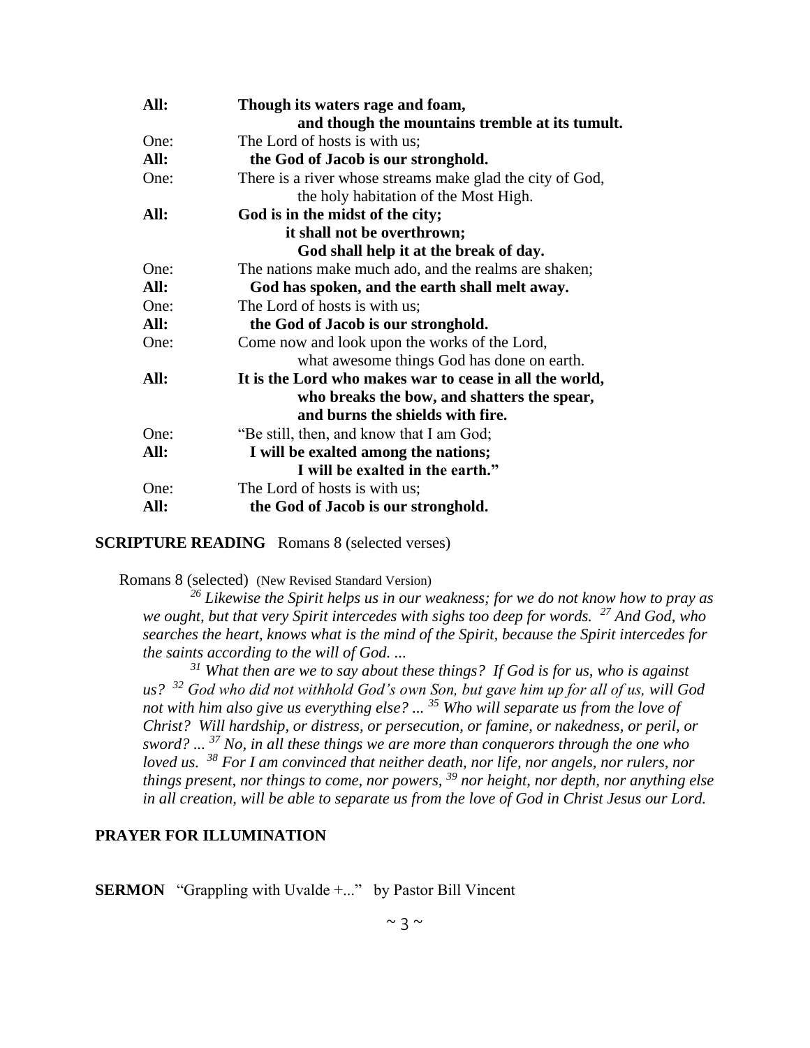**All:** **Though its waters rage and foam,**
**and though the mountains tremble at its tumult.**

One: The Lord of hosts is with us;

**All:** **the God of Jacob is our stronghold.**

One: There is a river whose streams make glad the city of God,
the holy habitation of the Most High.

**All:** **God is in the midst of the city;**
**it shall not be overthrown;**
**God shall help it at the break of day.**

One: The nations make much ado, and the realms are shaken;

**All:** **God has spoken, and the earth shall melt away.**

One: The Lord of hosts is with us;

**All:** **the God of Jacob is our stronghold.**

One: Come now and look upon the works of the Lord,
what awesome things God has done on earth.

**All:** **It is the Lord who makes war to cease in all the world,**
**who breaks the bow, and shatters the spear,**
**and burns the shields with fire.**

One: "Be still, then, and know that I am God;

**All:** **I will be exalted among the nations;**
**I will be exalted in the earth."**

One: The Lord of hosts is with us;

**All:** **the God of Jacob is our stronghold.**

**SCRIPTURE READING** Romans 8 (selected verses)

Romans 8 (selected) (New Revised Standard Version)

*[26] Likewise the Spirit helps us in our weakness; for we do not know how to pray as we ought, but that very Spirit intercedes with sighs too deep for words. [27] And God, who searches the heart, knows what is the mind of the Spirit, because the Spirit intercedes for the saints according to the will of God. ...*

*[31] What then are we to say about these things? If God is for us, who is against us? [32] God who did not withhold God's own Son, but gave him up for all of us, will God not with him also give us everything else? ... [35] Who will separate us from the love of Christ? Will hardship, or distress, or persecution, or famine, or nakedness, or peril, or sword? ... [37] No, in all these things we are more than conquerors through the one who loved us. [38] For I am convinced that neither death, nor life, nor angels, nor rulers, nor things present, nor things to come, nor powers, [39] nor height, nor depth, nor anything else in all creation, will be able to separate us from the love of God in Christ Jesus our Lord.*

**PRAYER FOR ILLUMINATION**

**SERMON** "Grappling with Uvalde +..." by Pastor Bill Vincent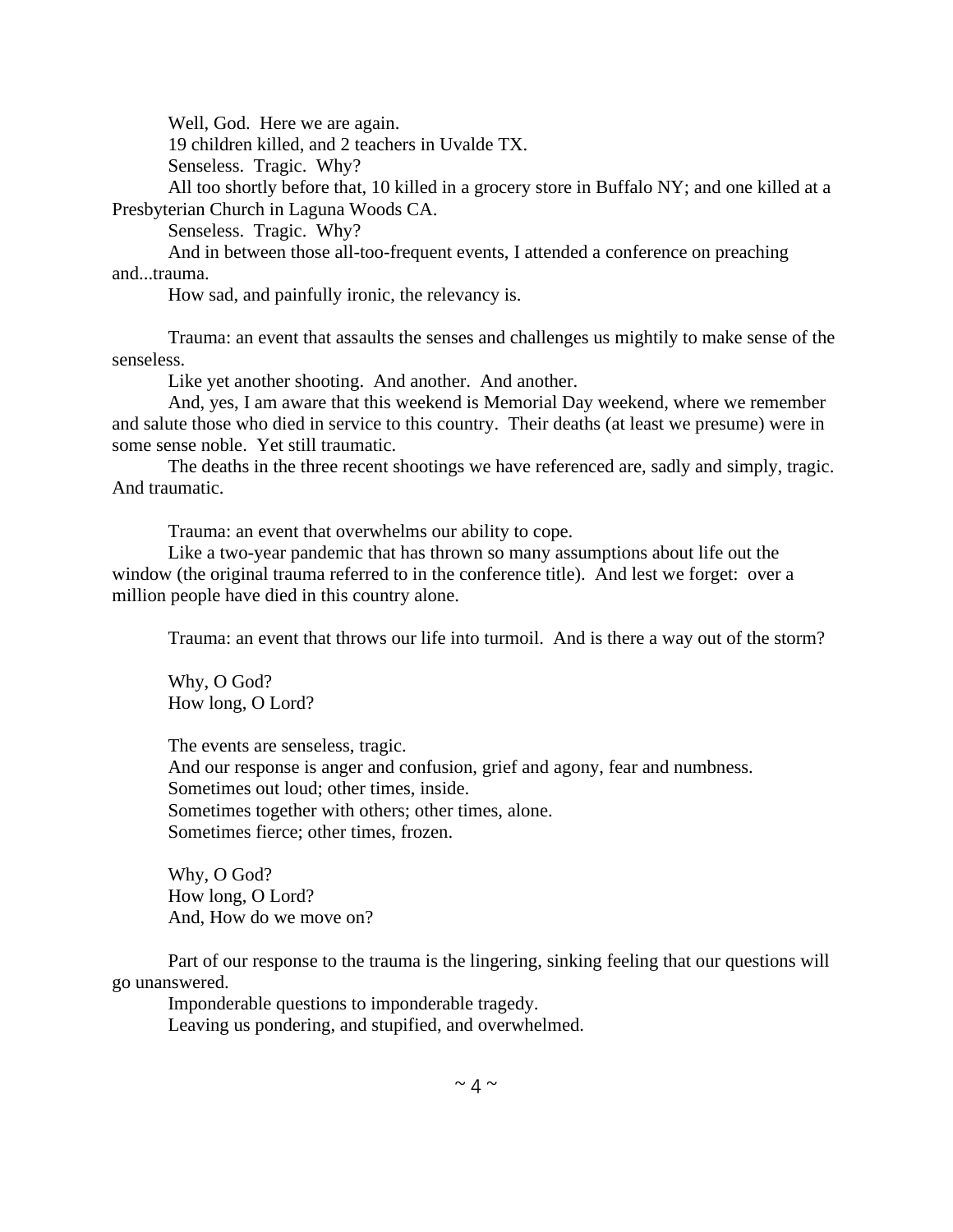Well, God. Here we are again.

19 children killed, and 2 teachers in Uvalde TX.

Senseless. Tragic. Why?

All too shortly before that, 10 killed in a grocery store in Buffalo NY; and one killed at a Presbyterian Church in Laguna Woods CA.

Senseless. Tragic. Why?

And in between those all-too-frequent events, I attended a conference on preaching and...trauma.

How sad, and painfully ironic, the relevancy is.

Trauma: an event that assaults the senses and challenges us mightily to make sense of the senseless.

Like yet another shooting. And another. And another.

And, yes, I am aware that this weekend is Memorial Day weekend, where we remember and salute those who died in service to this country. Their deaths (at least we presume) were in some sense noble. Yet still traumatic.

The deaths in the three recent shootings we have referenced are, sadly and simply, tragic. And traumatic.

Trauma: an event that overwhelms our ability to cope.

Like a two-year pandemic that has thrown so many assumptions about life out the window (the original trauma referred to in the conference title). And lest we forget: over a million people have died in this country alone.

Trauma: an event that throws our life into turmoil. And is there a way out of the storm?

Why, O God?  
How long, O Lord?

The events are senseless, tragic.  
And our response is anger and confusion, grief and agony, fear and numbness.  
Sometimes out loud; other times, inside.  
Sometimes together with others; other times, alone.  
Sometimes fierce; other times, frozen.

Why, O God?  
How long, O Lord?  
And, How do we move on?

Part of our response to the trauma is the lingering, sinking feeling that our questions will go unanswered.

Imponderable questions to imponderable tragedy.

Leaving us pondering, and stupified, and overwhelmed.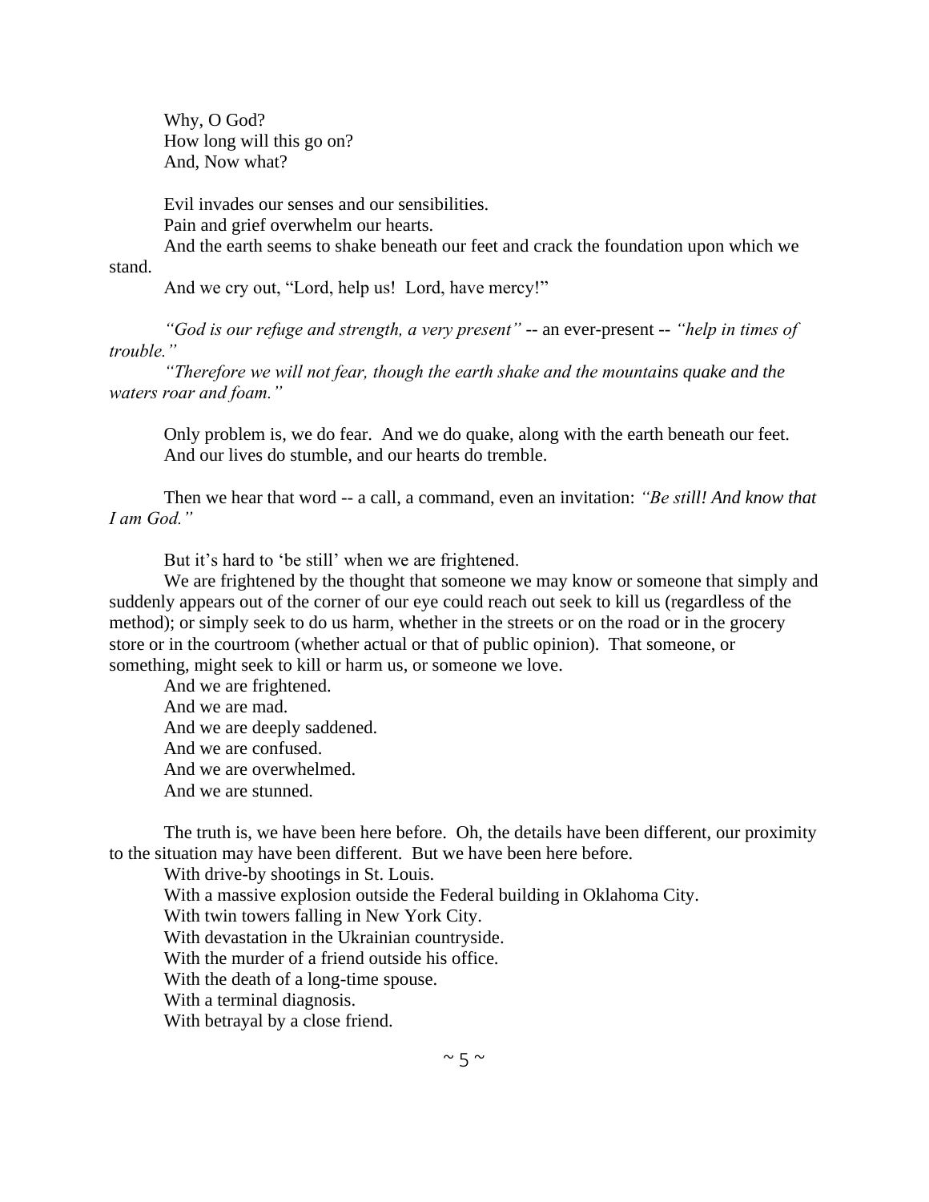Why, O God?  
How long will this go on?  
And, Now what?

Evil invades our senses and our sensibilities.  
Pain and grief overwhelm our hearts.  
And the earth seems to shake beneath our feet and crack the foundation upon which we stand.  
And we cry out, "Lord, help us!  Lord, have mercy!"

*"God is our refuge and strength, a very present"* -- an ever-present -- *"help in times of trouble."*  
*"Therefore we will not fear, though the earth shake and the mountains quake and the waters roar and foam."*

Only problem is, we do fear.  And we do quake, along with the earth beneath our feet.  
And our lives do stumble, and our hearts do tremble.

Then we hear that word -- a call, a command, even an invitation: *"Be still! And know that I am God."*

But it's hard to 'be still' when we are frightened.  
We are frightened by the thought that someone we may know or someone that simply and suddenly appears out of the corner of our eye could reach out seek to kill us (regardless of the method); or simply seek to do us harm, whether in the streets or on the road or in the grocery store or in the courtroom (whether actual or that of public opinion).  That someone, or something, might seek to kill or harm us, or someone we love.  
And we are frightened.  
And we are mad.  
And we are deeply saddened.  
And we are confused.  
And we are overwhelmed.  
And we are stunned.

The truth is, we have been here before.  Oh, the details have been different, our proximity to the situation may have been different.  But we have been here before.  
With drive-by shootings in St. Louis.  
With a massive explosion outside the Federal building in Oklahoma City.  
With twin towers falling in New York City.  
With devastation in the Ukrainian countryside.  
With the murder of a friend outside his office.  
With the death of a long-time spouse.  
With a terminal diagnosis.  
With betrayal by a close friend.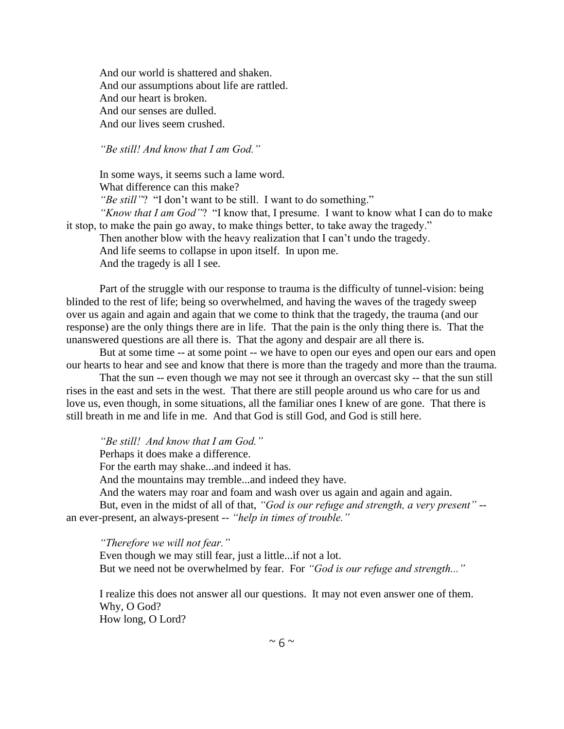And our world is shattered and shaken.
And our assumptions about life are rattled.
And our heart is broken.
And our senses are dulled.
And our lives seem crushed.

*"Be still! And know that I am God."*

In some ways, it seems such a lame word.
What difference can this make?
*"Be still"*? "I don't want to be still. I want to do something."
*"Know that I am God"*? "I know that, I presume. I want to know what I can do to make it stop, to make the pain go away, to make things better, to take away the tragedy."
Then another blow with the heavy realization that I can't undo the tragedy.
And life seems to collapse in upon itself. In upon me.
And the tragedy is all I see.

Part of the struggle with our response to trauma is the difficulty of tunnel-vision: being blinded to the rest of life; being so overwhelmed, and having the waves of the tragedy sweep over us again and again and again that we come to think that the tragedy, the trauma (and our response) are the only things there are in life. That the pain is the only thing there is. That the unanswered questions are all there is. That the agony and despair are all there is.

But at some time -- at some point -- we have to open our eyes and open our ears and open our hearts to hear and see and know that there is more than the tragedy and more than the trauma.

That the sun -- even though we may not see it through an overcast sky -- that the sun still rises in the east and sets in the west. That there are still people around us who care for us and love us, even though, in some situations, all the familiar ones I knew of are gone. That there is still breath in me and life in me. And that God is still God, and God is still here.

*"Be still! And know that I am God."*
Perhaps it does make a difference.
For the earth may shake...and indeed it has.
And the mountains may tremble...and indeed they have.
And the waters may roar and foam and wash over us again and again and again.
But, even in the midst of all of that, *"God is our refuge and strength, a very present"* -- an ever-present, an always-present -- *"help in times of trouble."*

*"Therefore we will not fear."*
Even though we may still fear, just a little...if not a lot.
But we need not be overwhelmed by fear. For *"God is our refuge and strength..."*

I realize this does not answer all our questions. It may not even answer one of them.
Why, O God?
How long, O Lord?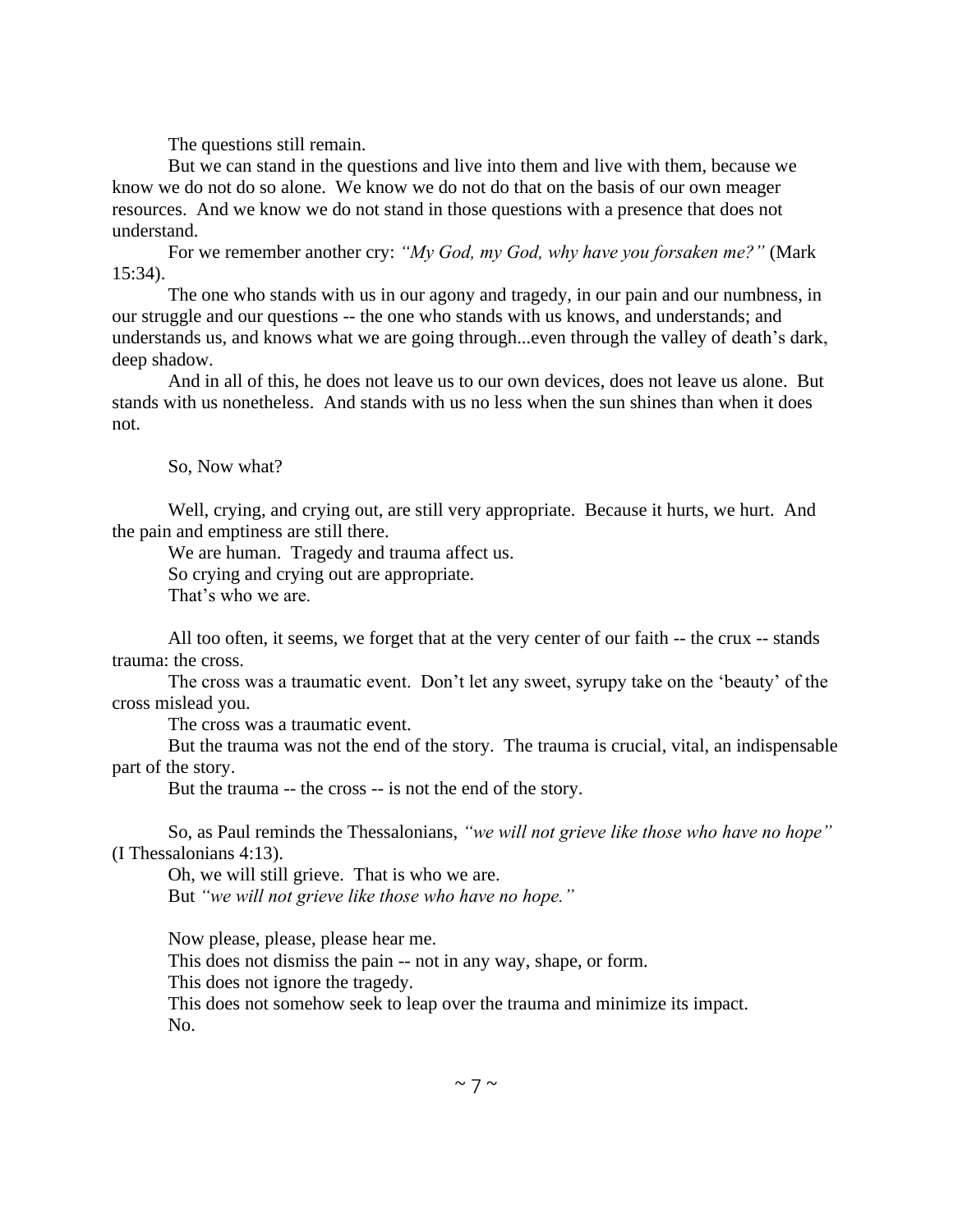The questions still remain.

But we can stand in the questions and live into them and live with them, because we know we do not do so alone. We know we do not do that on the basis of our own meager resources. And we know we do not stand in those questions with a presence that does not understand.

For we remember another cry: *"My God, my God, why have you forsaken me?"* (Mark 15:34).

The one who stands with us in our agony and tragedy, in our pain and our numbness, in our struggle and our questions -- the one who stands with us knows, and understands; and understands us, and knows what we are going through...even through the valley of death's dark, deep shadow.

And in all of this, he does not leave us to our own devices, does not leave us alone. But stands with us nonetheless. And stands with us no less when the sun shines than when it does not.

So, Now what?

Well, crying, and crying out, are still very appropriate. Because it hurts, we hurt. And the pain and emptiness are still there.

We are human. Tragedy and trauma affect us.

So crying and crying out are appropriate.

That's who we are.

All too often, it seems, we forget that at the very center of our faith -- the crux -- stands trauma: the cross.

The cross was a traumatic event. Don't let any sweet, syrupy take on the 'beauty' of the cross mislead you.

The cross was a traumatic event.

But the trauma was not the end of the story. The trauma is crucial, vital, an indispensable part of the story.

But the trauma -- the cross -- is not the end of the story.

So, as Paul reminds the Thessalonians, *"we will not grieve like those who have no hope"* (I Thessalonians 4:13).

Oh, we will still grieve. That is who we are.

But *"we will not grieve like those who have no hope."*

Now please, please, please hear me.

This does not dismiss the pain -- not in any way, shape, or form.

This does not ignore the tragedy.

This does not somehow seek to leap over the trauma and minimize its impact.

No.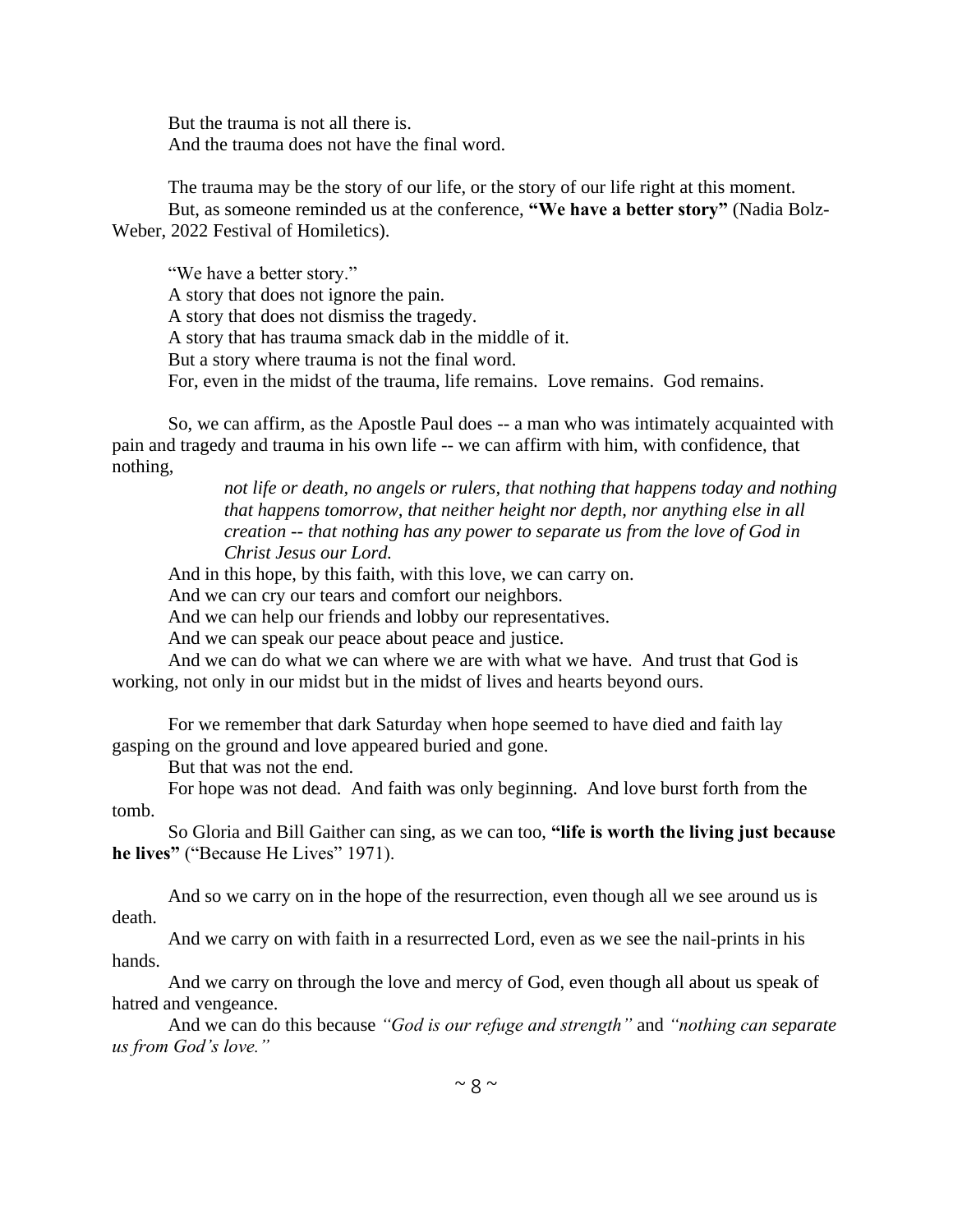But the trauma is not all there is.
And the trauma does not have the final word.

The trauma may be the story of our life, or the story of our life right at this moment.
But, as someone reminded us at the conference, **"We have a better story"** (Nadia Bolz-Weber, 2022 Festival of Homiletics).

"We have a better story."
A story that does not ignore the pain.
A story that does not dismiss the tragedy.
A story that has trauma smack dab in the middle of it.
But a story where trauma is not the final word.
For, even in the midst of the trauma, life remains. Love remains. God remains.

So, we can affirm, as the Apostle Paul does -- a man who was intimately acquainted with pain and tragedy and trauma in his own life -- we can affirm with him, with confidence, that nothing,

> *not life or death, no angels or rulers, that nothing that happens today and nothing that happens tomorrow, that neither height nor depth, nor anything else in all creation -- that nothing has any power to separate us from the love of God in Christ Jesus our Lord.*

And in this hope, by this faith, with this love, we can carry on.
And we can cry our tears and comfort our neighbors.
And we can help our friends and lobby our representatives.
And we can speak our peace about peace and justice.
And we can do what we can where we are with what we have. And trust that God is working, not only in our midst but in the midst of lives and hearts beyond ours.

For we remember that dark Saturday when hope seemed to have died and faith lay gasping on the ground and love appeared buried and gone.
But that was not the end.
For hope was not dead. And faith was only beginning. And love burst forth from the tomb.
So Gloria and Bill Gaither can sing, as we can too, **"life is worth the living just because he lives"** ("Because He Lives" 1971).

And so we carry on in the hope of the resurrection, even though all we see around us is death.
And we carry on with faith in a resurrected Lord, even as we see the nail-prints in his hands.
And we carry on through the love and mercy of God, even though all about us speak of hatred and vengeance.
And we can do this because *"God is our refuge and strength"* and *"nothing can separate us from God's love."*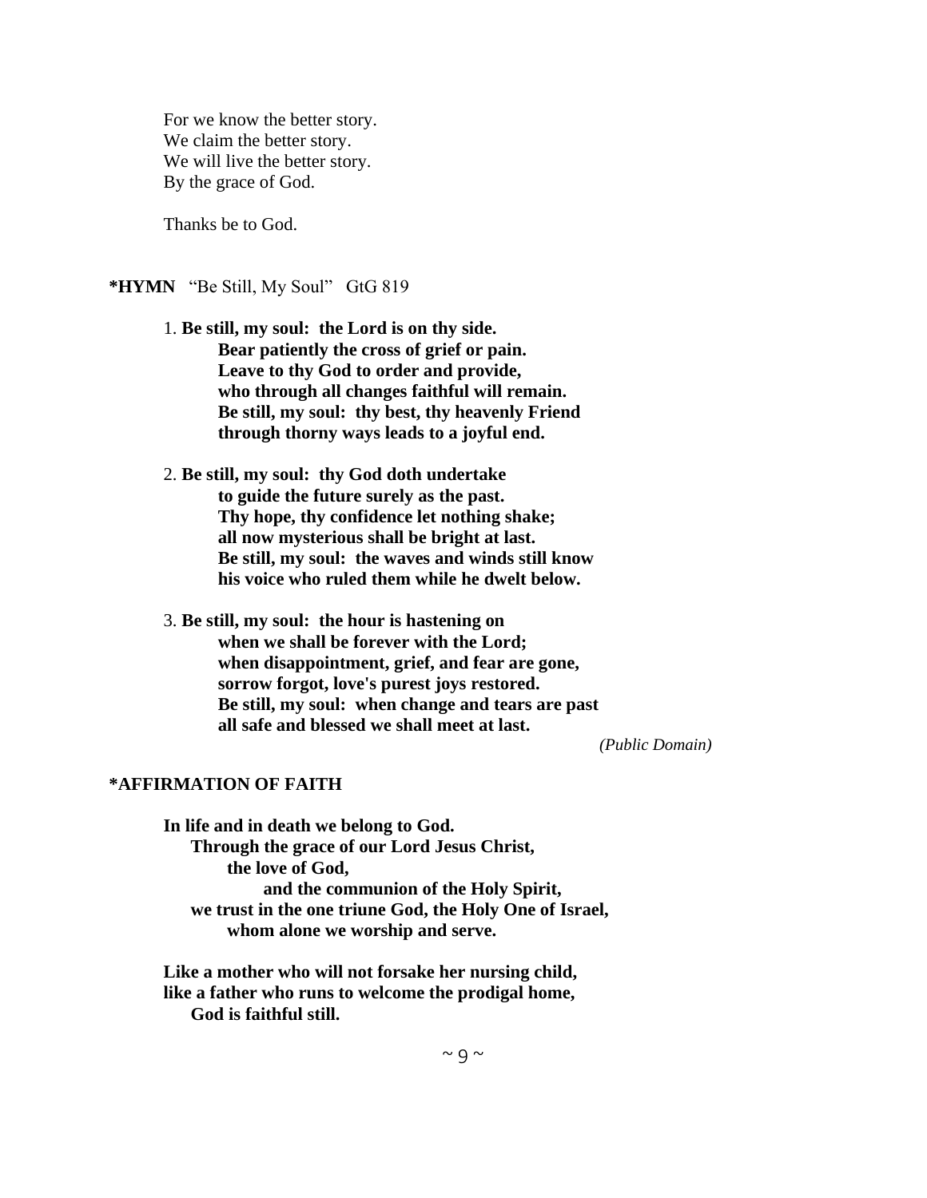For we know the better story.
We claim the better story.
We will live the better story.
By the grace of God.

Thanks be to God.

**\*HYMN** "Be Still, My Soul" GtG 819

1. **Be still, my soul: the Lord is on thy side.**
   **Bear patiently the cross of grief or pain.**
   **Leave to thy God to order and provide,**
   **who through all changes faithful will remain.**
   **Be still, my soul: thy best, thy heavenly Friend**
   **through thorny ways leads to a joyful end.**

2. **Be still, my soul: thy God doth undertake**
   **to guide the future surely as the past.**
   **Thy hope, thy confidence let nothing shake;**
   **all now mysterious shall be bright at last.**
   **Be still, my soul: the waves and winds still know**
   **his voice who ruled them while he dwelt below.**

3. **Be still, my soul: the hour is hastening on**
   **when we shall be forever with the Lord;**
   **when disappointment, grief, and fear are gone,**
   **sorrow forgot, love's purest joys restored.**
   **Be still, my soul: when change and tears are past**
   **all safe and blessed we shall meet at last.**

*(Public Domain)*

**\*AFFIRMATION OF FAITH**

**In life and in death we belong to God.**
**Through the grace of our Lord Jesus Christ,**
**the love of God,**
**and the communion of the Holy Spirit,**
**we trust in the one triune God, the Holy One of Israel,**
**whom alone we worship and serve.**

**Like a mother who will not forsake her nursing child,**
**like a father who runs to welcome the prodigal home,**
**God is faithful still.**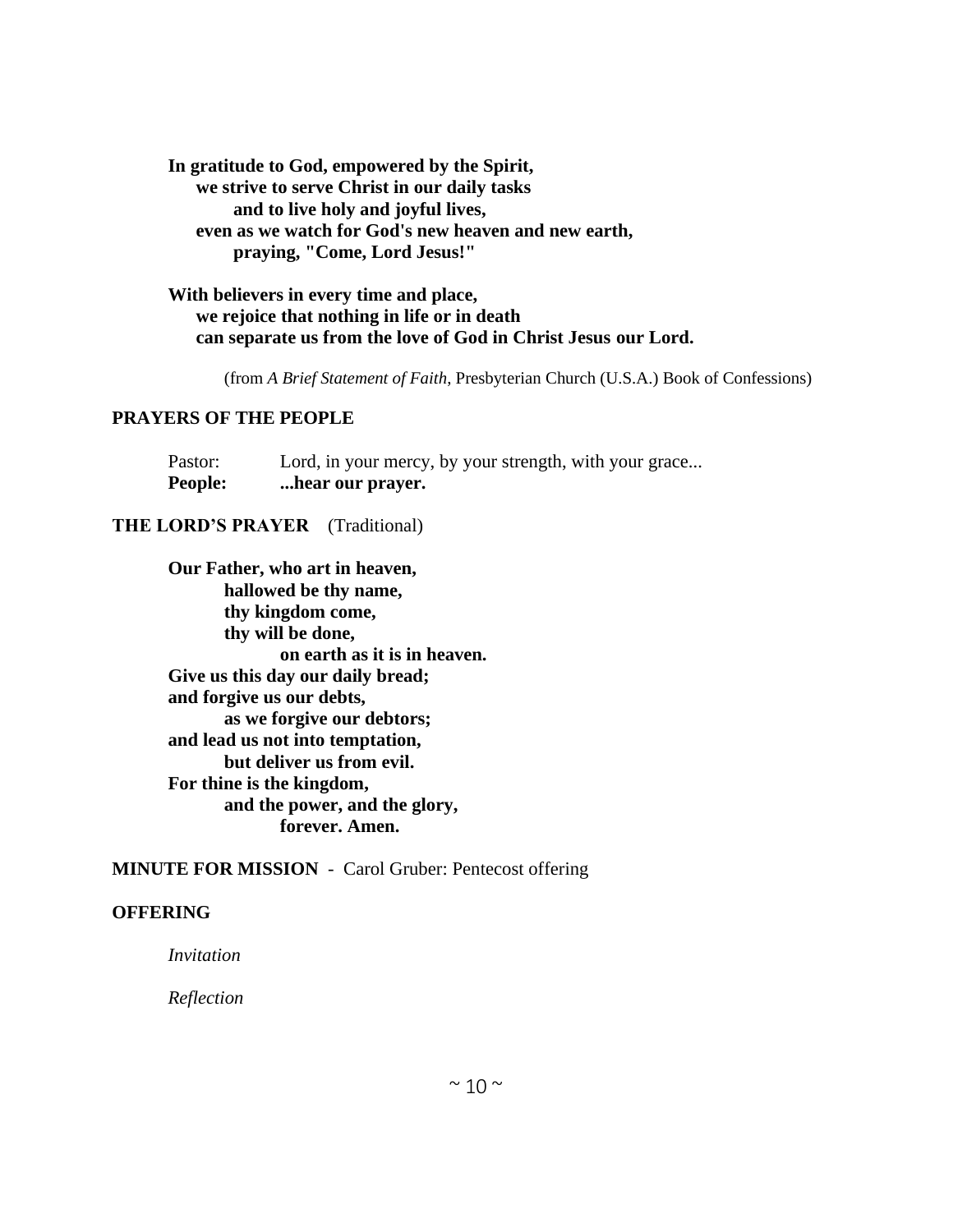**In gratitude to God, empowered by the Spirit,**
**we strive to serve Christ in our daily tasks**
**and to live holy and joyful lives,**
**even as we watch for God's new heaven and new earth,**
**praying, "Come, Lord Jesus!"**

**With believers in every time and place,**
**we rejoice that nothing in life or in death**
**can separate us from the love of God in Christ Jesus our Lord.**

(from *A Brief Statement of Faith*, Presbyterian Church (U.S.A.) Book of Confessions)

**PRAYERS OF THE PEOPLE**

Pastor: Lord, in your mercy, by your strength, with your grace...
**People: ...hear our prayer.**

**THE LORD'S PRAYER** (Traditional)

**Our Father, who art in heaven,**
**hallowed be thy name,**
**thy kingdom come,**
**thy will be done,**
**on earth as it is in heaven.**
**Give us this day our daily bread;**
**and forgive us our debts,**
**as we forgive our debtors;**
**and lead us not into temptation,**
**but deliver us from evil.**
**For thine is the kingdom,**
**and the power, and the glory,**
**forever. Amen.**

**MINUTE FOR MISSION** - Carol Gruber: Pentecost offering

**OFFERING**

*Invitation*

*Reflection*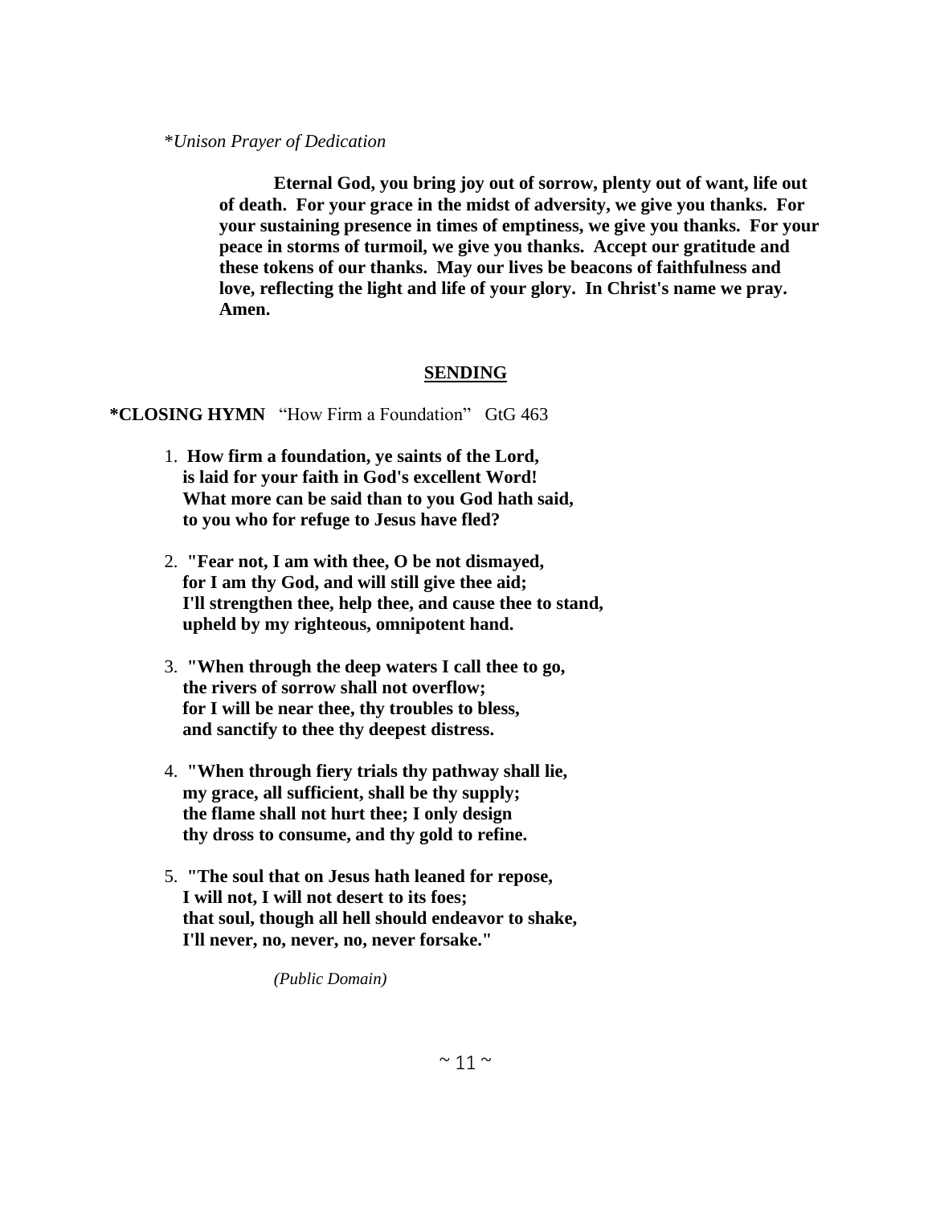*\*Unison Prayer of Dedication*

**Eternal God, you bring joy out of sorrow, plenty out of want, life out of death. For your grace in the midst of adversity, we give you thanks. For your sustaining presence in times of emptiness, we give you thanks. For your peace in storms of turmoil, we give you thanks. Accept our gratitude and these tokens of our thanks. May our lives be beacons of faithfulness and love, reflecting the light and life of your glory. In Christ's name we pray. Amen.**

## SENDING

**\*CLOSING HYMN** "How Firm a Foundation" GtG 463

1. **How firm a foundation, ye saints of the Lord,
is laid for your faith in God's excellent Word!
What more can be said than to you God hath said,
to you who for refuge to Jesus have fled?**

2. **"Fear not, I am with thee, O be not dismayed,
for I am thy God, and will still give thee aid;
I'll strengthen thee, help thee, and cause thee to stand,
upheld by my righteous, omnipotent hand.**

3. **"When through the deep waters I call thee to go,
the rivers of sorrow shall not overflow;
for I will be near thee, thy troubles to bless,
and sanctify to thee thy deepest distress.**

4. **"When through fiery trials thy pathway shall lie,
my grace, all sufficient, shall be thy supply;
the flame shall not hurt thee; I only design
thy dross to consume, and thy gold to refine.**

5. **"The soul that on Jesus hath leaned for repose,
I will not, I will not desert to its foes;
that soul, though all hell should endeavor to shake,
I'll never, no, never, no, never forsake."**

*(Public Domain)*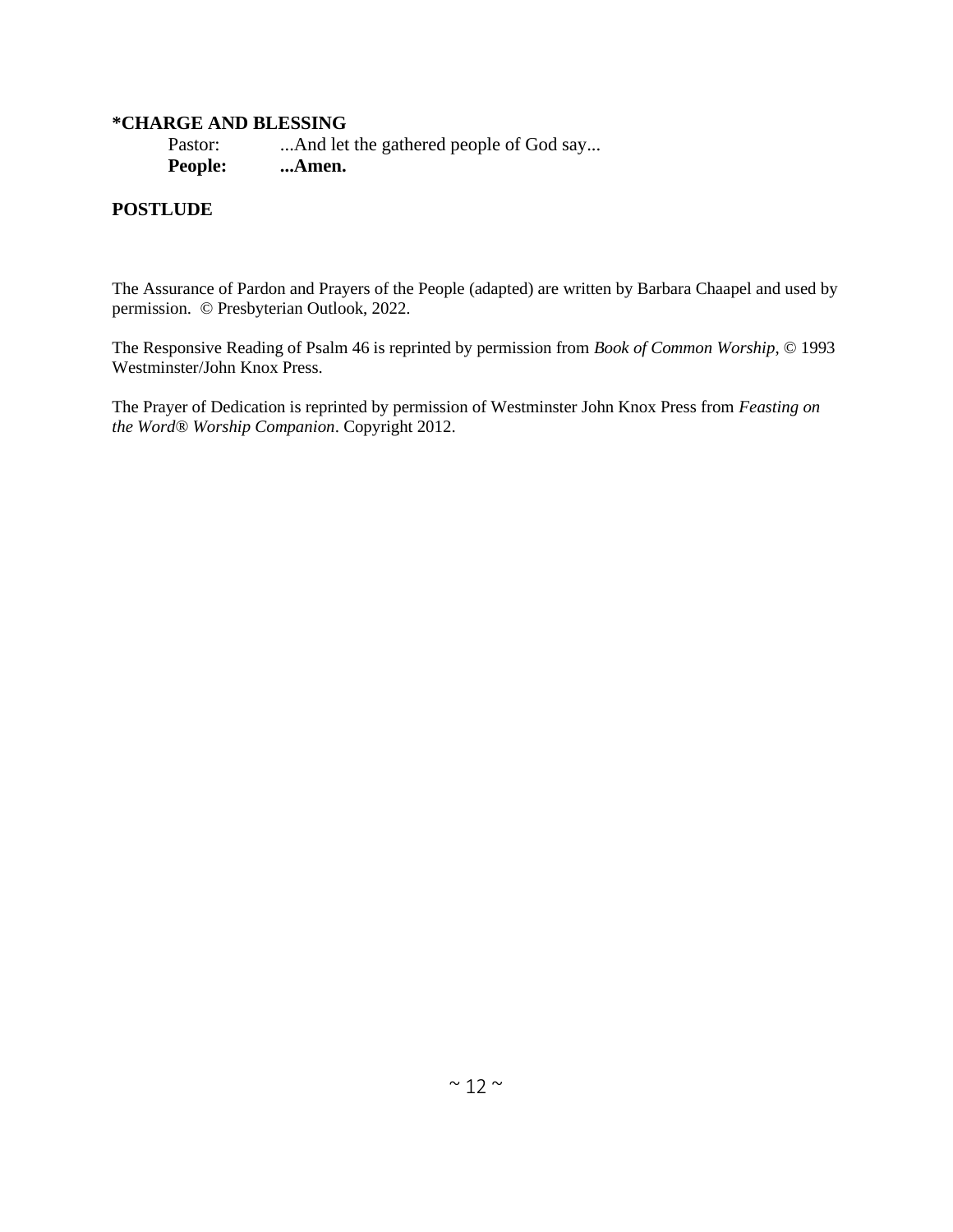**\*CHARGE AND BLESSING**

Pastor: ...And let the gathered people of God say...
**People: ...Amen.**

**POSTLUDE**

The Assurance of Pardon and Prayers of the People (adapted) are written by Barbara Chaapel and used by permission. © Presbyterian Outlook, 2022.

The Responsive Reading of Psalm 46 is reprinted by permission from *Book of Common Worship*, © 1993 Westminster/John Knox Press.

The Prayer of Dedication is reprinted by permission of Westminster John Knox Press from *Feasting on the Word® Worship Companion*. Copyright 2012.